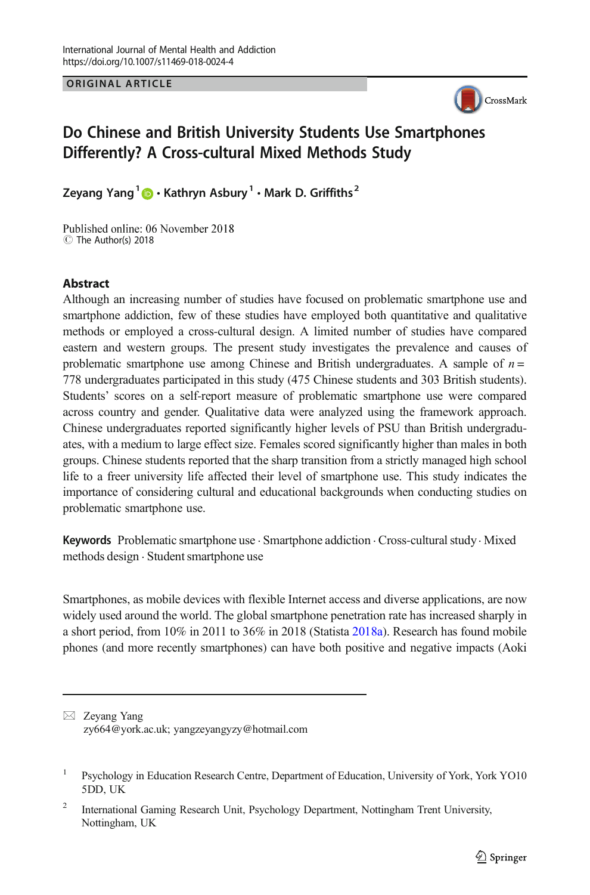International Journal of Mental Health and Addiction
https://doi.org/10.1007/s11469-018-0024-4

ORIGINAL ARTICLE

# Do Chinese and British University Students Use Smartphones Differently? A Cross-cultural Mixed Methods Study

**Zeyang Yang**[1] **· Kathryn Asbury**[1] **· Mark D. Griffiths**[2]

Published online: 06 November 2018
© The Author(s) 2018

## Abstract

Although an increasing number of studies have focused on problematic smartphone use and smartphone addiction, few of these studies have employed both quantitative and qualitative methods or employed a cross-cultural design. A limited number of studies have compared eastern and western groups. The present study investigates the prevalence and causes of problematic smartphone use among Chinese and British undergraduates. A sample of $n =$ 778 undergraduates participated in this study (475 Chinese students and 303 British students). Students' scores on a self-report measure of problematic smartphone use were compared across country and gender. Qualitative data were analyzed using the framework approach. Chinese undergraduates reported significantly higher levels of PSU than British undergraduates, with a medium to large effect size. Females scored significantly higher than males in both groups. Chinese students reported that the sharp transition from a strictly managed high school life to a freer university life affected their level of smartphone use. This study indicates the importance of considering cultural and educational backgrounds when conducting studies on problematic smartphone use.

**Keywords** Problematic smartphone use · Smartphone addiction · Cross-cultural study · Mixed methods design · Student smartphone use

Smartphones, as mobile devices with flexible Internet access and diverse applications, are now widely used around the world. The global smartphone penetration rate has increased sharply in a short period, from 10% in 2011 to 36% in 2018 (Statista 2018a). Research has found mobile phones (and more recently smartphones) can have both positive and negative impacts (Aoki

---

✉ Zeyang Yang
zy664@york.ac.uk; yangzeyangyzy@hotmail.com

[1] Psychology in Education Research Centre, Department of Education, University of York, York YO10 5DD, UK

[2] International Gaming Research Unit, Psychology Department, Nottingham Trent University, Nottingham, UK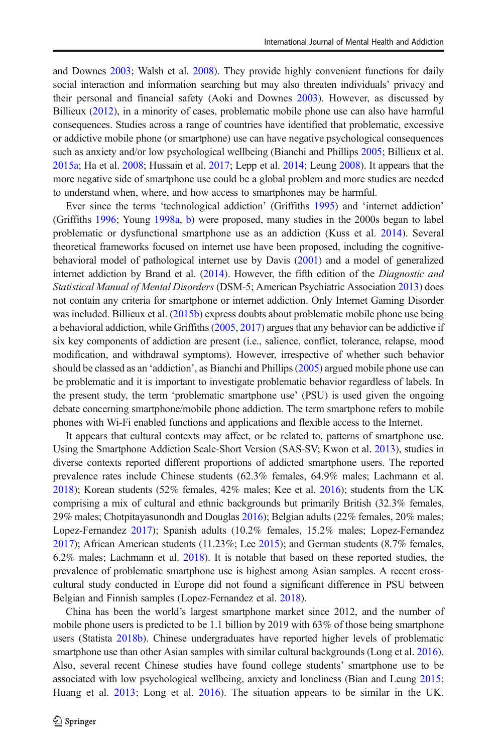and Downes 2003; Walsh et al. 2008). They provide highly convenient functions for daily social interaction and information searching but may also threaten individuals' privacy and their personal and financial safety (Aoki and Downes 2003). However, as discussed by Billieux (2012), in a minority of cases, problematic mobile phone use can also have harmful consequences. Studies across a range of countries have identified that problematic, excessive or addictive mobile phone (or smartphone) use can have negative psychological consequences such as anxiety and/or low psychological wellbeing (Bianchi and Phillips 2005; Billieux et al. 2015a; Ha et al. 2008; Hussain et al. 2017; Lepp et al. 2014; Leung 2008). It appears that the more negative side of smartphone use could be a global problem and more studies are needed to understand when, where, and how access to smartphones may be harmful.

Ever since the terms 'technological addiction' (Griffiths 1995) and 'internet addiction' (Griffiths 1996; Young 1998a, b) were proposed, many studies in the 2000s began to label problematic or dysfunctional smartphone use as an addiction (Kuss et al. 2014). Several theoretical frameworks focused on internet use have been proposed, including the cognitive-behavioral model of pathological internet use by Davis (2001) and a model of generalized internet addiction by Brand et al. (2014). However, the fifth edition of the *Diagnostic and Statistical Manual of Mental Disorders* (DSM-5; American Psychiatric Association 2013) does not contain any criteria for smartphone or internet addiction. Only Internet Gaming Disorder was included. Billieux et al. (2015b) express doubts about problematic mobile phone use being a behavioral addiction, while Griffiths (2005, 2017) argues that any behavior can be addictive if six key components of addiction are present (i.e., salience, conflict, tolerance, relapse, mood modification, and withdrawal symptoms). However, irrespective of whether such behavior should be classed as an 'addiction', as Bianchi and Phillips (2005) argued mobile phone use can be problematic and it is important to investigate problematic behavior regardless of labels. In the present study, the term 'problematic smartphone use' (PSU) is used given the ongoing debate concerning smartphone/mobile phone addiction. The term smartphone refers to mobile phones with Wi-Fi enabled functions and applications and flexible access to the Internet.

It appears that cultural contexts may affect, or be related to, patterns of smartphone use. Using the Smartphone Addiction Scale-Short Version (SAS-SV; Kwon et al. 2013), studies in diverse contexts reported different proportions of addicted smartphone users. The reported prevalence rates include Chinese students (62.3% females, 64.9% males; Lachmann et al. 2018); Korean students (52% females, 42% males; Kee et al. 2016); students from the UK comprising a mix of cultural and ethnic backgrounds but primarily British (32.3% females, 29% males; Chotpitayasunondh and Douglas 2016); Belgian adults (22% females, 20% males; Lopez-Fernandez 2017); Spanish adults (10.2% females, 15.2% males; Lopez-Fernandez 2017); African American students (11.23%; Lee 2015); and German students (8.7% females, 6.2% males; Lachmann et al. 2018). It is notable that based on these reported studies, the prevalence of problematic smartphone use is highest among Asian samples. A recent cross-cultural study conducted in Europe did not found a significant difference in PSU between Belgian and Finnish samples (Lopez-Fernandez et al. 2018).

China has been the world's largest smartphone market since 2012, and the number of mobile phone users is predicted to be 1.1 billion by 2019 with 63% of those being smartphone users (Statista 2018b). Chinese undergraduates have reported higher levels of problematic smartphone use than other Asian samples with similar cultural backgrounds (Long et al. 2016). Also, several recent Chinese studies have found college students' smartphone use to be associated with low psychological wellbeing, anxiety and loneliness (Bian and Leung 2015; Huang et al. 2013; Long et al. 2016). The situation appears to be similar in the UK.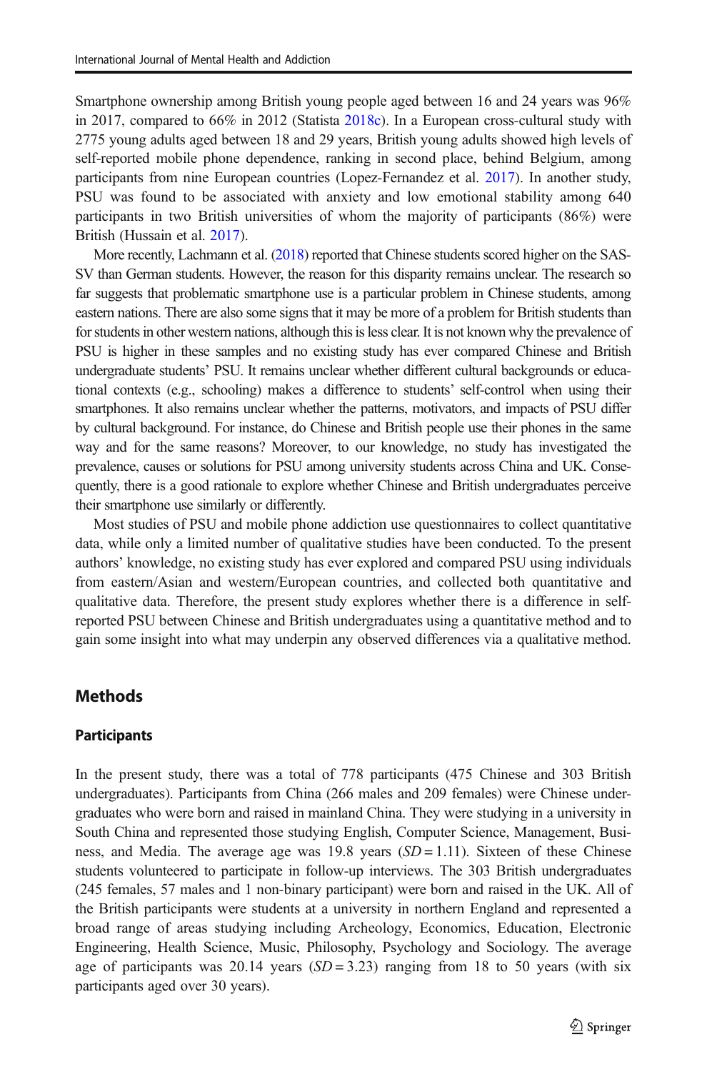Smartphone ownership among British young people aged between 16 and 24 years was 96% in 2017, compared to 66% in 2012 (Statista 2018c). In a European cross-cultural study with 2775 young adults aged between 18 and 29 years, British young adults showed high levels of self-reported mobile phone dependence, ranking in second place, behind Belgium, among participants from nine European countries (Lopez-Fernandez et al. 2017). In another study, PSU was found to be associated with anxiety and low emotional stability among 640 participants in two British universities of whom the majority of participants (86%) were British (Hussain et al. 2017).

More recently, Lachmann et al. (2018) reported that Chinese students scored higher on the SAS-SV than German students. However, the reason for this disparity remains unclear. The research so far suggests that problematic smartphone use is a particular problem in Chinese students, among eastern nations. There are also some signs that it may be more of a problem for British students than for students in other western nations, although this is less clear. It is not known why the prevalence of PSU is higher in these samples and no existing study has ever compared Chinese and British undergraduate students' PSU. It remains unclear whether different cultural backgrounds or educational contexts (e.g., schooling) makes a difference to students' self-control when using their smartphones. It also remains unclear whether the patterns, motivators, and impacts of PSU differ by cultural background. For instance, do Chinese and British people use their phones in the same way and for the same reasons? Moreover, to our knowledge, no study has investigated the prevalence, causes or solutions for PSU among university students across China and UK. Consequently, there is a good rationale to explore whether Chinese and British undergraduates perceive their smartphone use similarly or differently.

Most studies of PSU and mobile phone addiction use questionnaires to collect quantitative data, while only a limited number of qualitative studies have been conducted. To the present authors' knowledge, no existing study has ever explored and compared PSU using individuals from eastern/Asian and western/European countries, and collected both quantitative and qualitative data. Therefore, the present study explores whether there is a difference in self-reported PSU between Chinese and British undergraduates using a quantitative method and to gain some insight into what may underpin any observed differences via a qualitative method.

## Methods

### Participants

In the present study, there was a total of 778 participants (475 Chinese and 303 British undergraduates). Participants from China (266 males and 209 females) were Chinese undergraduates who were born and raised in mainland China. They were studying in a university in South China and represented those studying English, Computer Science, Management, Business, and Media. The average age was 19.8 years ($SD = 1.11$). Sixteen of these Chinese students volunteered to participate in follow-up interviews. The 303 British undergraduates (245 females, 57 males and 1 non-binary participant) were born and raised in the UK. All of the British participants were students at a university in northern England and represented a broad range of areas studying including Archeology, Economics, Education, Electronic Engineering, Health Science, Music, Philosophy, Psychology and Sociology. The average age of participants was 20.14 years ($SD = 3.23$) ranging from 18 to 50 years (with six participants aged over 30 years).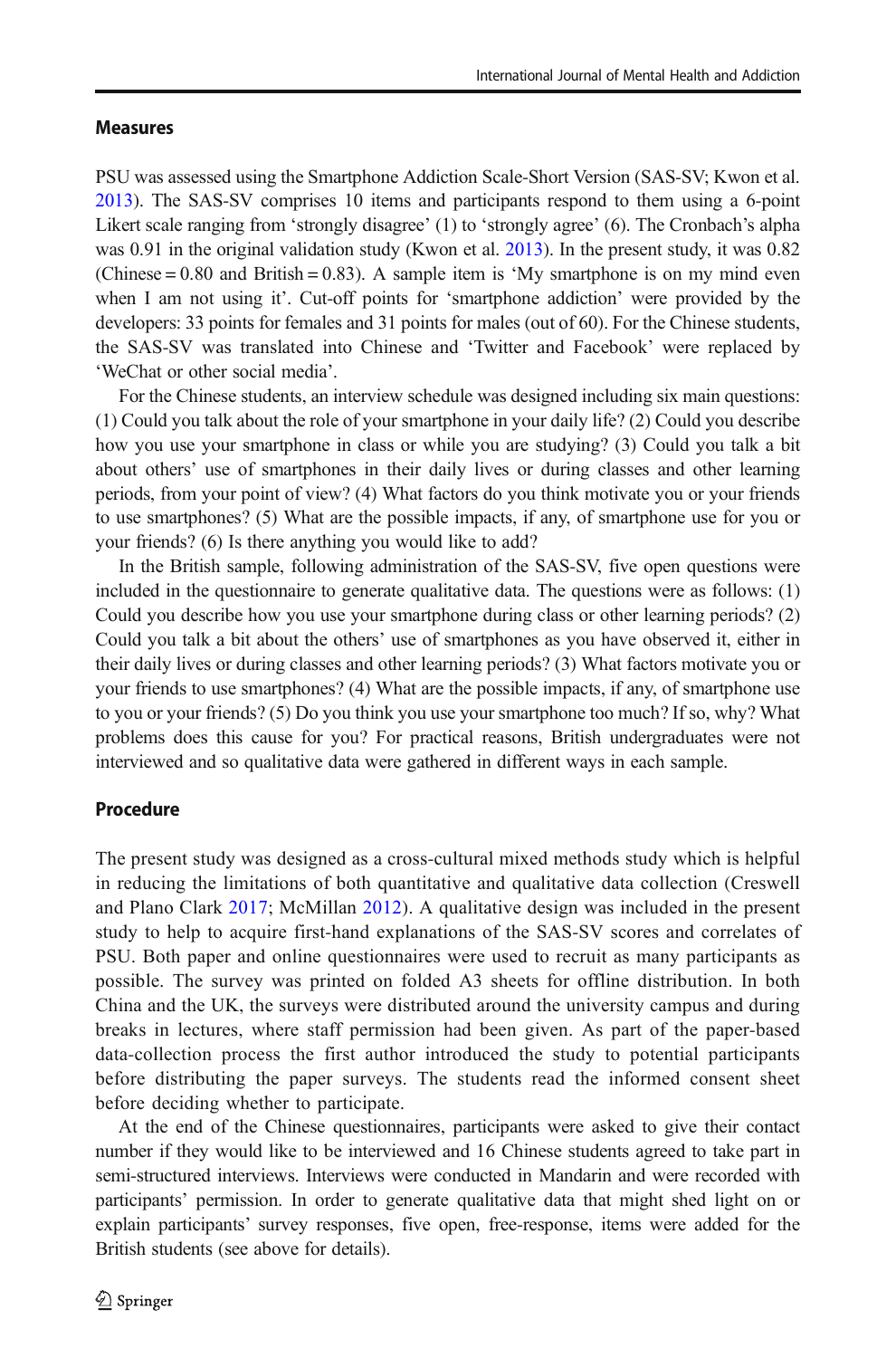### Measures

PSU was assessed using the Smartphone Addiction Scale-Short Version (SAS-SV; Kwon et al. 2013). The SAS-SV comprises 10 items and participants respond to them using a 6-point Likert scale ranging from 'strongly disagree' (1) to 'strongly agree' (6). The Cronbach's alpha was 0.91 in the original validation study (Kwon et al. 2013). In the present study, it was 0.82 (Chinese = 0.80 and British = 0.83). A sample item is 'My smartphone is on my mind even when I am not using it'. Cut-off points for 'smartphone addiction' were provided by the developers: 33 points for females and 31 points for males (out of 60). For the Chinese students, the SAS-SV was translated into Chinese and 'Twitter and Facebook' were replaced by 'WeChat or other social media'.

For the Chinese students, an interview schedule was designed including six main questions: (1) Could you talk about the role of your smartphone in your daily life? (2) Could you describe how you use your smartphone in class or while you are studying? (3) Could you talk a bit about others' use of smartphones in their daily lives or during classes and other learning periods, from your point of view? (4) What factors do you think motivate you or your friends to use smartphones? (5) What are the possible impacts, if any, of smartphone use for you or your friends? (6) Is there anything you would like to add?

In the British sample, following administration of the SAS-SV, five open questions were included in the questionnaire to generate qualitative data. The questions were as follows: (1) Could you describe how you use your smartphone during class or other learning periods? (2) Could you talk a bit about the others' use of smartphones as you have observed it, either in their daily lives or during classes and other learning periods? (3) What factors motivate you or your friends to use smartphones? (4) What are the possible impacts, if any, of smartphone use to you or your friends? (5) Do you think you use your smartphone too much? If so, why? What problems does this cause for you? For practical reasons, British undergraduates were not interviewed and so qualitative data were gathered in different ways in each sample.

### Procedure

The present study was designed as a cross-cultural mixed methods study which is helpful in reducing the limitations of both quantitative and qualitative data collection (Creswell and Plano Clark 2017; McMillan 2012). A qualitative design was included in the present study to help to acquire first-hand explanations of the SAS-SV scores and correlates of PSU. Both paper and online questionnaires were used to recruit as many participants as possible. The survey was printed on folded A3 sheets for offline distribution. In both China and the UK, the surveys were distributed around the university campus and during breaks in lectures, where staff permission had been given. As part of the paper-based data-collection process the first author introduced the study to potential participants before distributing the paper surveys. The students read the informed consent sheet before deciding whether to participate.

At the end of the Chinese questionnaires, participants were asked to give their contact number if they would like to be interviewed and 16 Chinese students agreed to take part in semi-structured interviews. Interviews were conducted in Mandarin and were recorded with participants' permission. In order to generate qualitative data that might shed light on or explain participants' survey responses, five open, free-response, items were added for the British students (see above for details).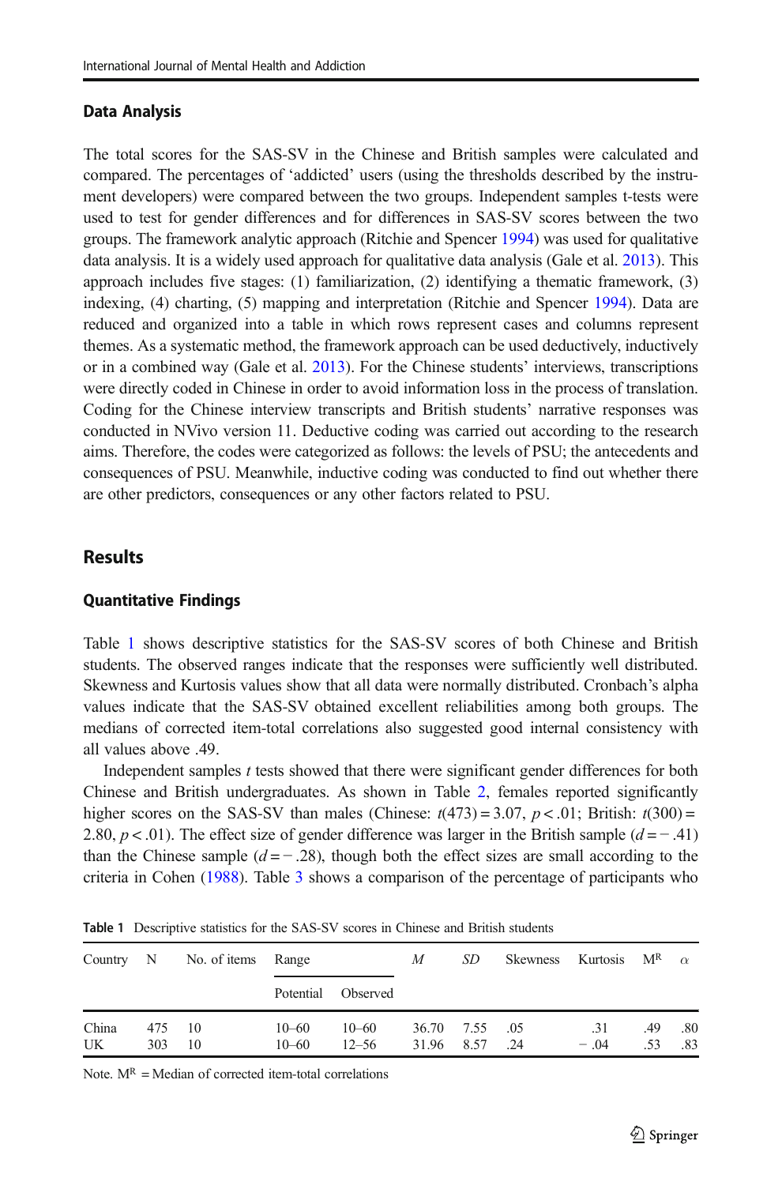### Data Analysis

The total scores for the SAS-SV in the Chinese and British samples were calculated and compared. The percentages of 'addicted' users (using the thresholds described by the instrument developers) were compared between the two groups. Independent samples t-tests were used to test for gender differences and for differences in SAS-SV scores between the two groups. The framework analytic approach (Ritchie and Spencer 1994) was used for qualitative data analysis. It is a widely used approach for qualitative data analysis (Gale et al. 2013). This approach includes five stages: (1) familiarization, (2) identifying a thematic framework, (3) indexing, (4) charting, (5) mapping and interpretation (Ritchie and Spencer 1994). Data are reduced and organized into a table in which rows represent cases and columns represent themes. As a systematic method, the framework approach can be used deductively, inductively or in a combined way (Gale et al. 2013). For the Chinese students' interviews, transcriptions were directly coded in Chinese in order to avoid information loss in the process of translation. Coding for the Chinese interview transcripts and British students' narrative responses was conducted in NVivo version 11. Deductive coding was carried out according to the research aims. Therefore, the codes were categorized as follows: the levels of PSU; the antecedents and consequences of PSU. Meanwhile, inductive coding was conducted to find out whether there are other predictors, consequences or any other factors related to PSU.

## Results

### Quantitative Findings

Table 1 shows descriptive statistics for the SAS-SV scores of both Chinese and British students. The observed ranges indicate that the responses were sufficiently well distributed. Skewness and Kurtosis values show that all data were normally distributed. Cronbach's alpha values indicate that the SAS-SV obtained excellent reliabilities among both groups. The medians of corrected item-total correlations also suggested good internal consistency with all values above .49.

Independent samples *t* tests showed that there were significant gender differences for both Chinese and British undergraduates. As shown in Table 2, females reported significantly higher scores on the SAS-SV than males (Chinese: $t(473) = 3.07$, $p < .01$; British: $t(300) = 2.80$, $p < .01$). The effect size of gender difference was larger in the British sample ($d = -.41$) than the Chinese sample ($d = -.28$), though both the effect sizes are small according to the criteria in Cohen (1988). Table 3 shows a comparison of the percentage of participants who

**Table 1** Descriptive statistics for the SAS-SV scores in Chinese and British students

| Country | N | No. of items | Range | | *M* | *SD* | Skewness | Kurtosis | $M^R$ | $\alpha$ |
|---|---|---|---|---|---|---|---|---|---|---|
| | | | Potential | Observed | | | | | | |
| China | 475 | 10 | 10–60 | 10–60 | 36.70 | 7.55 | .05 | .31 | .49 | .80 |
| UK | 303 | 10 | 10–60 | 12–56 | 31.96 | 8.57 | .24 | − .04 | .53 | .83 |

Note. $M^R$ = Median of corrected item-total correlations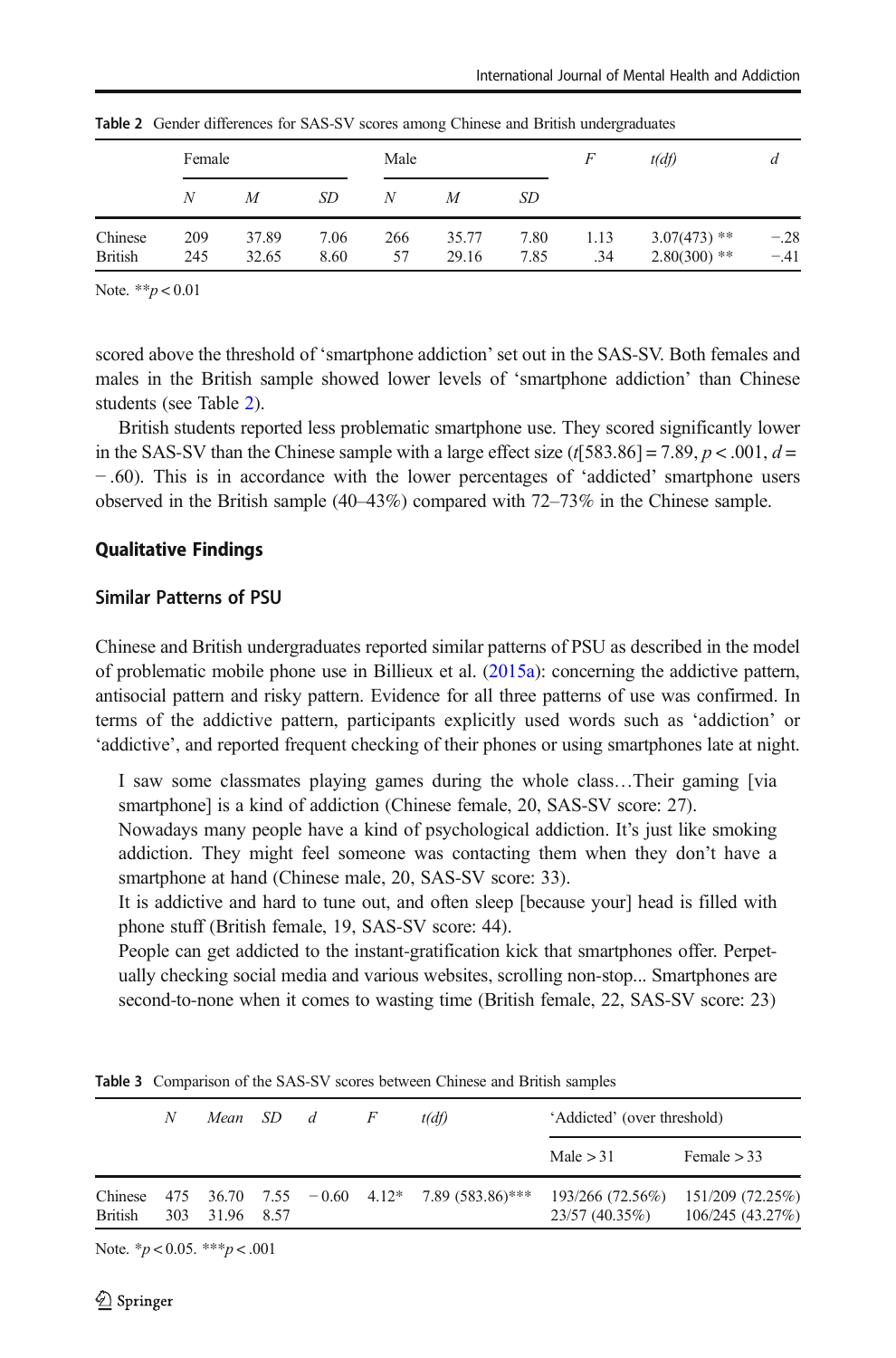**Table 2** Gender differences for SAS-SV scores among Chinese and British undergraduates

| | Female | | | Male | | | $F$ | $t(df)$ | $d$ |
|---|---|---|---|---|---|---|---|---|---|
| | $N$ | $M$ | $SD$ | $N$ | $M$ | $SD$ | | | |
| Chinese | 209 | 37.89 | 7.06 | 266 | 35.77 | 7.80 | 1.13 | 3.07(473) ** | −.28 |
| British | 245 | 32.65 | 8.60 | 57 | 29.16 | 7.85 | .34 | 2.80(300) ** | −.41 |

Note. $^{**}p < 0.01$

scored above the threshold of 'smartphone addiction' set out in the SAS-SV. Both females and males in the British sample showed lower levels of 'smartphone addiction' than Chinese students (see Table 2).

British students reported less problematic smartphone use. They scored significantly lower in the SAS-SV than the Chinese sample with a large effect size ($t[583.86] = 7.89$, $p < .001$, $d = -.60$). This is in accordance with the lower percentages of 'addicted' smartphone users observed in the British sample (40–43%) compared with 72–73% in the Chinese sample.

## Qualitative Findings

### Similar Patterns of PSU

Chinese and British undergraduates reported similar patterns of PSU as described in the model of problematic mobile phone use in Billieux et al. (2015a): concerning the addictive pattern, antisocial pattern and risky pattern. Evidence for all three patterns of use was confirmed. In terms of the addictive pattern, participants explicitly used words such as 'addiction' or 'addictive', and reported frequent checking of their phones or using smartphones late at night.

> I saw some classmates playing games during the whole class…Their gaming [via smartphone] is a kind of addiction (Chinese female, 20, SAS-SV score: 27).
>
> Nowadays many people have a kind of psychological addiction. It's just like smoking addiction. They might feel someone was contacting them when they don't have a smartphone at hand (Chinese male, 20, SAS-SV score: 33).
>
> It is addictive and hard to tune out, and often sleep [because your] head is filled with phone stuff (British female, 19, SAS-SV score: 44).
>
> People can get addicted to the instant-gratification kick that smartphones offer. Perpetually checking social media and various websites, scrolling non-stop... Smartphones are second-to-none when it comes to wasting time (British female, 22, SAS-SV score: 23)

**Table 3** Comparison of the SAS-SV scores between Chinese and British samples

| | $N$ | Mean | $SD$ | $d$ | $F$ | $t(df)$ | 'Addicted' (over threshold) | |
|---|---|---|---|---|---|---|---|---|
| | | | | | | | Male > 31 | Female > 33 |
| Chinese | 475 | 36.70 | 7.55 | −0.60 | 4.12* | 7.89 (583.86)*** | 193/266 (72.56%) | 151/209 (72.25%) |
| British | 303 | 31.96 | 8.57 | | | | 23/57 (40.35%) | 106/245 (43.27%) |

Note. $^{*}p < 0.05$. $^{***}p < .001$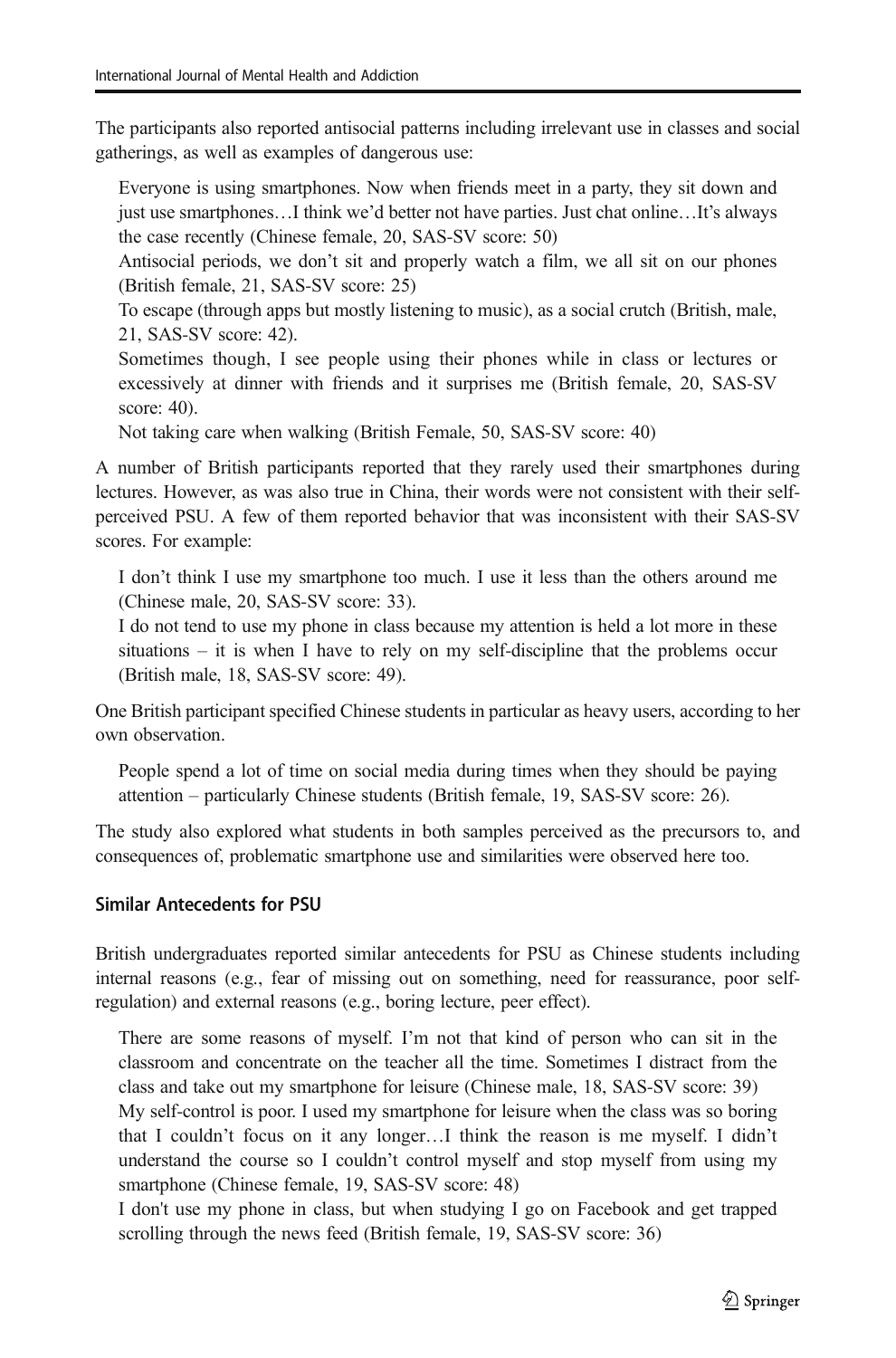The participants also reported antisocial patterns including irrelevant use in classes and social gatherings, as well as examples of dangerous use:

> Everyone is using smartphones. Now when friends meet in a party, they sit down and just use smartphones…I think we'd better not have parties. Just chat online…It's always the case recently (Chinese female, 20, SAS-SV score: 50)
>
> Antisocial periods, we don't sit and properly watch a film, we all sit on our phones (British female, 21, SAS-SV score: 25)
>
> To escape (through apps but mostly listening to music), as a social crutch (British, male, 21, SAS-SV score: 42).
>
> Sometimes though, I see people using their phones while in class or lectures or excessively at dinner with friends and it surprises me (British female, 20, SAS-SV score: 40).
>
> Not taking care when walking (British Female, 50, SAS-SV score: 40)

A number of British participants reported that they rarely used their smartphones during lectures. However, as was also true in China, their words were not consistent with their self-perceived PSU. A few of them reported behavior that was inconsistent with their SAS-SV scores. For example:

> I don't think I use my smartphone too much. I use it less than the others around me (Chinese male, 20, SAS-SV score: 33).
>
> I do not tend to use my phone in class because my attention is held a lot more in these situations – it is when I have to rely on my self-discipline that the problems occur (British male, 18, SAS-SV score: 49).

One British participant specified Chinese students in particular as heavy users, according to her own observation.

> People spend a lot of time on social media during times when they should be paying attention – particularly Chinese students (British female, 19, SAS-SV score: 26).

The study also explored what students in both samples perceived as the precursors to, and consequences of, problematic smartphone use and similarities were observed here too.

### Similar Antecedents for PSU

British undergraduates reported similar antecedents for PSU as Chinese students including internal reasons (e.g., fear of missing out on something, need for reassurance, poor self-regulation) and external reasons (e.g., boring lecture, peer effect).

> There are some reasons of myself. I'm not that kind of person who can sit in the classroom and concentrate on the teacher all the time. Sometimes I distract from the class and take out my smartphone for leisure (Chinese male, 18, SAS-SV score: 39)
>
> My self-control is poor. I used my smartphone for leisure when the class was so boring that I couldn't focus on it any longer…I think the reason is me myself. I didn't understand the course so I couldn't control myself and stop myself from using my smartphone (Chinese female, 19, SAS-SV score: 48)
>
> I don't use my phone in class, but when studying I go on Facebook and get trapped scrolling through the news feed (British female, 19, SAS-SV score: 36)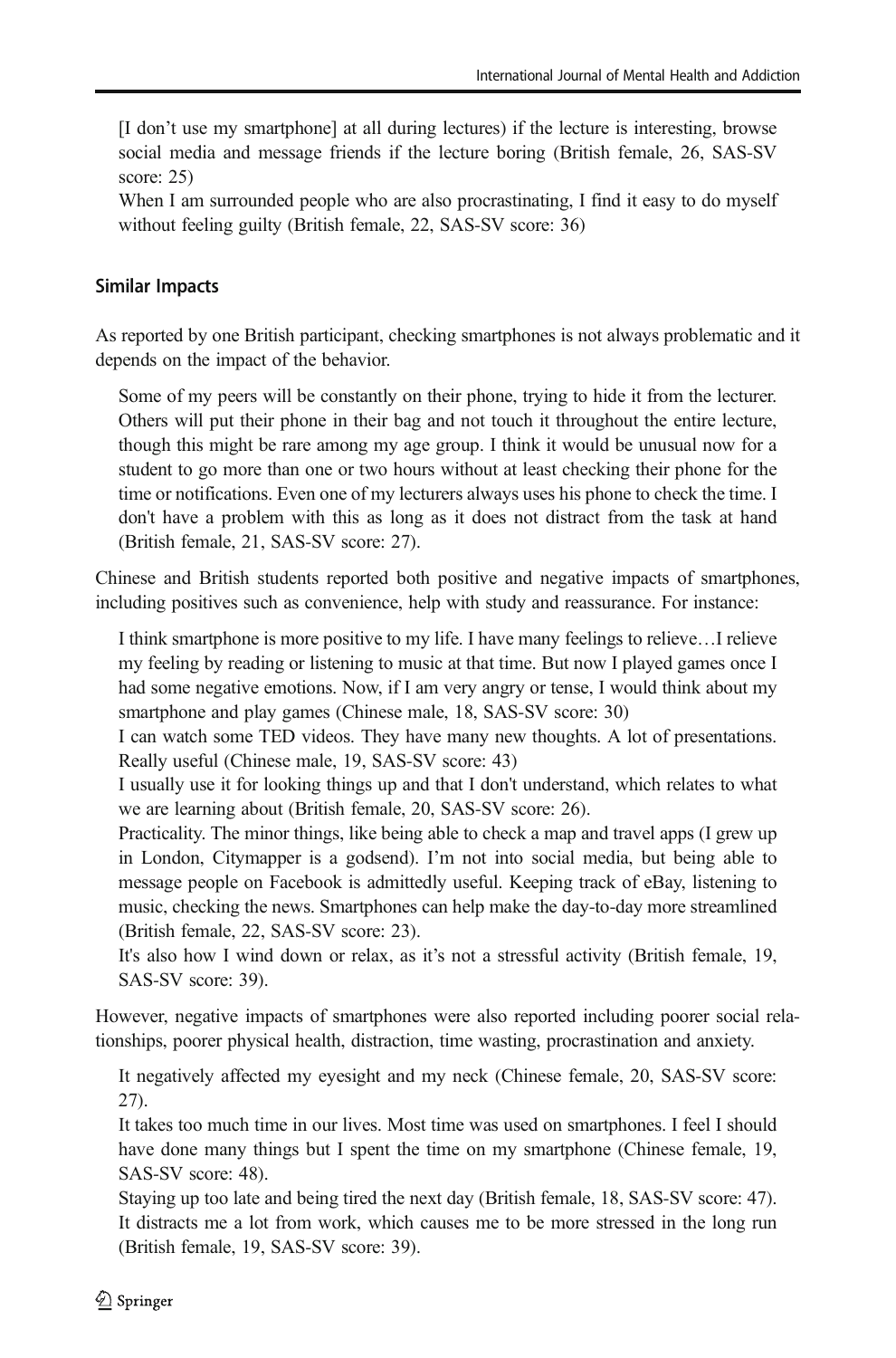[I don’t use my smartphone] at all during lectures) if the lecture is interesting, browse social media and message friends if the lecture boring (British female, 26, SAS-SV score: 25)

When I am surrounded people who are also procrastinating, I find it easy to do myself without feeling guilty (British female, 22, SAS-SV score: 36)

### Similar Impacts

As reported by one British participant, checking smartphones is not always problematic and it depends on the impact of the behavior.

> Some of my peers will be constantly on their phone, trying to hide it from the lecturer. Others will put their phone in their bag and not touch it throughout the entire lecture, though this might be rare among my age group. I think it would be unusual now for a student to go more than one or two hours without at least checking their phone for the time or notifications. Even one of my lecturers always uses his phone to check the time. I don't have a problem with this as long as it does not distract from the task at hand (British female, 21, SAS-SV score: 27).

Chinese and British students reported both positive and negative impacts of smartphones, including positives such as convenience, help with study and reassurance. For instance:

> I think smartphone is more positive to my life. I have many feelings to relieve…I relieve my feeling by reading or listening to music at that time. But now I played games once I had some negative emotions. Now, if I am very angry or tense, I would think about my smartphone and play games (Chinese male, 18, SAS-SV score: 30)
>
> I can watch some TED videos. They have many new thoughts. A lot of presentations. Really useful (Chinese male, 19, SAS-SV score: 43)
>
> I usually use it for looking things up and that I don't understand, which relates to what we are learning about (British female, 20, SAS-SV score: 26).
>
> Practicality. The minor things, like being able to check a map and travel apps (I grew up in London, Citymapper is a godsend). I’m not into social media, but being able to message people on Facebook is admittedly useful. Keeping track of eBay, listening to music, checking the news. Smartphones can help make the day-to-day more streamlined (British female, 22, SAS-SV score: 23).
>
> It's also how I wind down or relax, as it’s not a stressful activity (British female, 19, SAS-SV score: 39).

However, negative impacts of smartphones were also reported including poorer social relationships, poorer physical health, distraction, time wasting, procrastination and anxiety.

> It negatively affected my eyesight and my neck (Chinese female, 20, SAS-SV score: 27).
>
> It takes too much time in our lives. Most time was used on smartphones. I feel I should have done many things but I spent the time on my smartphone (Chinese female, 19, SAS-SV score: 48).
>
> Staying up too late and being tired the next day (British female, 18, SAS-SV score: 47).
>
> It distracts me a lot from work, which causes me to be more stressed in the long run (British female, 19, SAS-SV score: 39).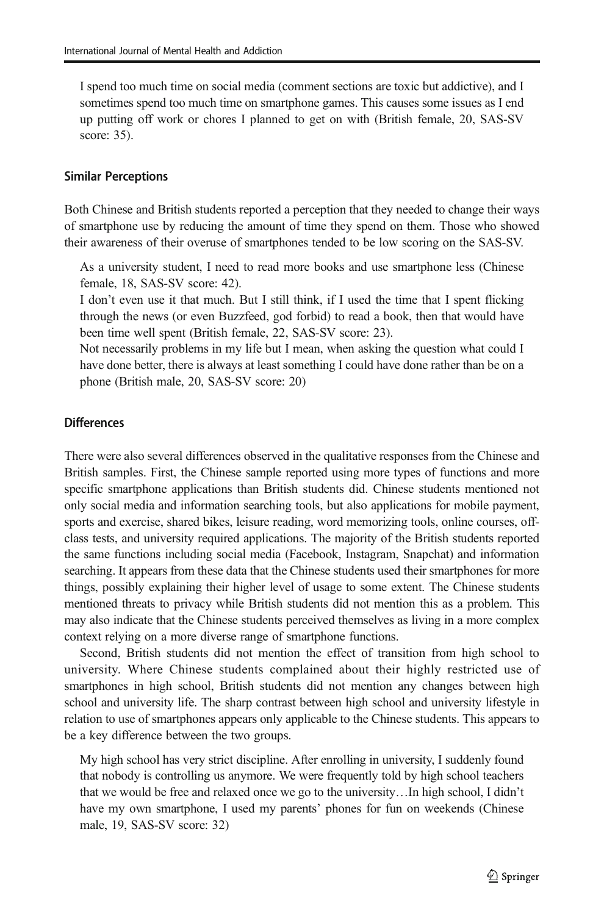I spend too much time on social media (comment sections are toxic but addictive), and I sometimes spend too much time on smartphone games. This causes some issues as I end up putting off work or chores I planned to get on with (British female, 20, SAS-SV score: 35).

### Similar Perceptions

Both Chinese and British students reported a perception that they needed to change their ways of smartphone use by reducing the amount of time they spend on them. Those who showed their awareness of their overuse of smartphones tended to be low scoring on the SAS-SV.

As a university student, I need to read more books and use smartphone less (Chinese female, 18, SAS-SV score: 42).

I don't even use it that much. But I still think, if I used the time that I spent flicking through the news (or even Buzzfeed, god forbid) to read a book, then that would have been time well spent (British female, 22, SAS-SV score: 23).

Not necessarily problems in my life but I mean, when asking the question what could I have done better, there is always at least something I could have done rather than be on a phone (British male, 20, SAS-SV score: 20)

### Differences

There were also several differences observed in the qualitative responses from the Chinese and British samples. First, the Chinese sample reported using more types of functions and more specific smartphone applications than British students did. Chinese students mentioned not only social media and information searching tools, but also applications for mobile payment, sports and exercise, shared bikes, leisure reading, word memorizing tools, online courses, off-class tests, and university required applications. The majority of the British students reported the same functions including social media (Facebook, Instagram, Snapchat) and information searching. It appears from these data that the Chinese students used their smartphones for more things, possibly explaining their higher level of usage to some extent. The Chinese students mentioned threats to privacy while British students did not mention this as a problem. This may also indicate that the Chinese students perceived themselves as living in a more complex context relying on a more diverse range of smartphone functions.

Second, British students did not mention the effect of transition from high school to university. Where Chinese students complained about their highly restricted use of smartphones in high school, British students did not mention any changes between high school and university life. The sharp contrast between high school and university lifestyle in relation to use of smartphones appears only applicable to the Chinese students. This appears to be a key difference between the two groups.

My high school has very strict discipline. After enrolling in university, I suddenly found that nobody is controlling us anymore. We were frequently told by high school teachers that we would be free and relaxed once we go to the university…In high school, I didn't have my own smartphone, I used my parents' phones for fun on weekends (Chinese male, 19, SAS-SV score: 32)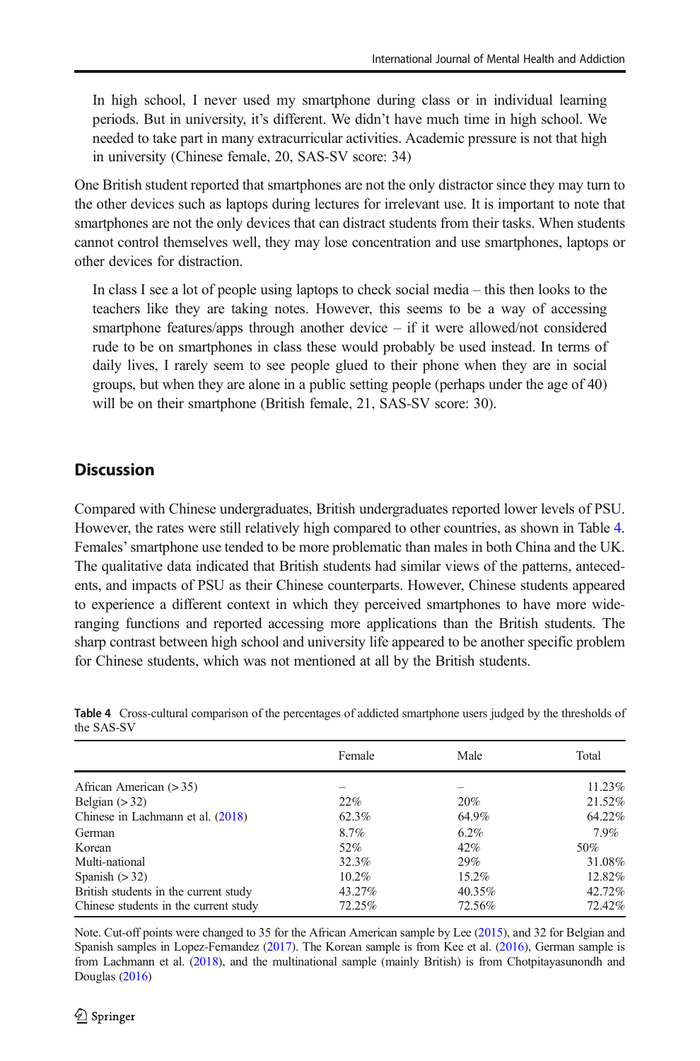> In high school, I never used my smartphone during class or in individual learning periods. But in university, it's different. We didn't have much time in high school. We needed to take part in many extracurricular activities. Academic pressure is not that high in university (Chinese female, 20, SAS-SV score: 34)

One British student reported that smartphones are not the only distractor since they may turn to the other devices such as laptops during lectures for irrelevant use. It is important to note that smartphones are not the only devices that can distract students from their tasks. When students cannot control themselves well, they may lose concentration and use smartphones, laptops or other devices for distraction.

> In class I see a lot of people using laptops to check social media – this then looks to the teachers like they are taking notes. However, this seems to be a way of accessing smartphone features/apps through another device – if it were allowed/not considered rude to be on smartphones in class these would probably be used instead. In terms of daily lives, I rarely seem to see people glued to their phone when they are in social groups, but when they are alone in a public setting people (perhaps under the age of 40) will be on their smartphone (British female, 21, SAS-SV score: 30).

## Discussion

Compared with Chinese undergraduates, British undergraduates reported lower levels of PSU. However, the rates were still relatively high compared to other countries, as shown in Table 4. Females' smartphone use tended to be more problematic than males in both China and the UK. The qualitative data indicated that British students had similar views of the patterns, antecedents, and impacts of PSU as their Chinese counterparts. However, Chinese students appeared to experience a different context in which they perceived smartphones to have more wide-ranging functions and reported accessing more applications than the British students. The sharp contrast between high school and university life appeared to be another specific problem for Chinese students, which was not mentioned at all by the British students.

**Table 4** Cross-cultural comparison of the percentages of addicted smartphone users judged by the thresholds of the SAS-SV

| | Female | Male | Total |
|---|---|---|---|
| African American (> 35) | – | – | 11.23% |
| Belgian (> 32) | 22% | 20% | 21.52% |
| Chinese in Lachmann et al. (2018) | 62.3% | 64.9% | 64.22% |
| German | 8.7% | 6.2% | 7.9% |
| Korean | 52% | 42% | 50% |
| Multi-national | 32.3% | 29% | 31.08% |
| Spanish (> 32) | 10.2% | 15.2% | 12.82% |
| British students in the current study | 43.27% | 40.35% | 42.72% |
| Chinese students in the current study | 72.25% | 72.56% | 72.42% |

Note. Cut-off points were changed to 35 for the African American sample by Lee (2015), and 32 for Belgian and Spanish samples in Lopez-Fernandez (2017). The Korean sample is from Kee et al. (2016), German sample is from Lachmann et al. (2018), and the multinational sample (mainly British) is from Chotpitayasunondh and Douglas (2016)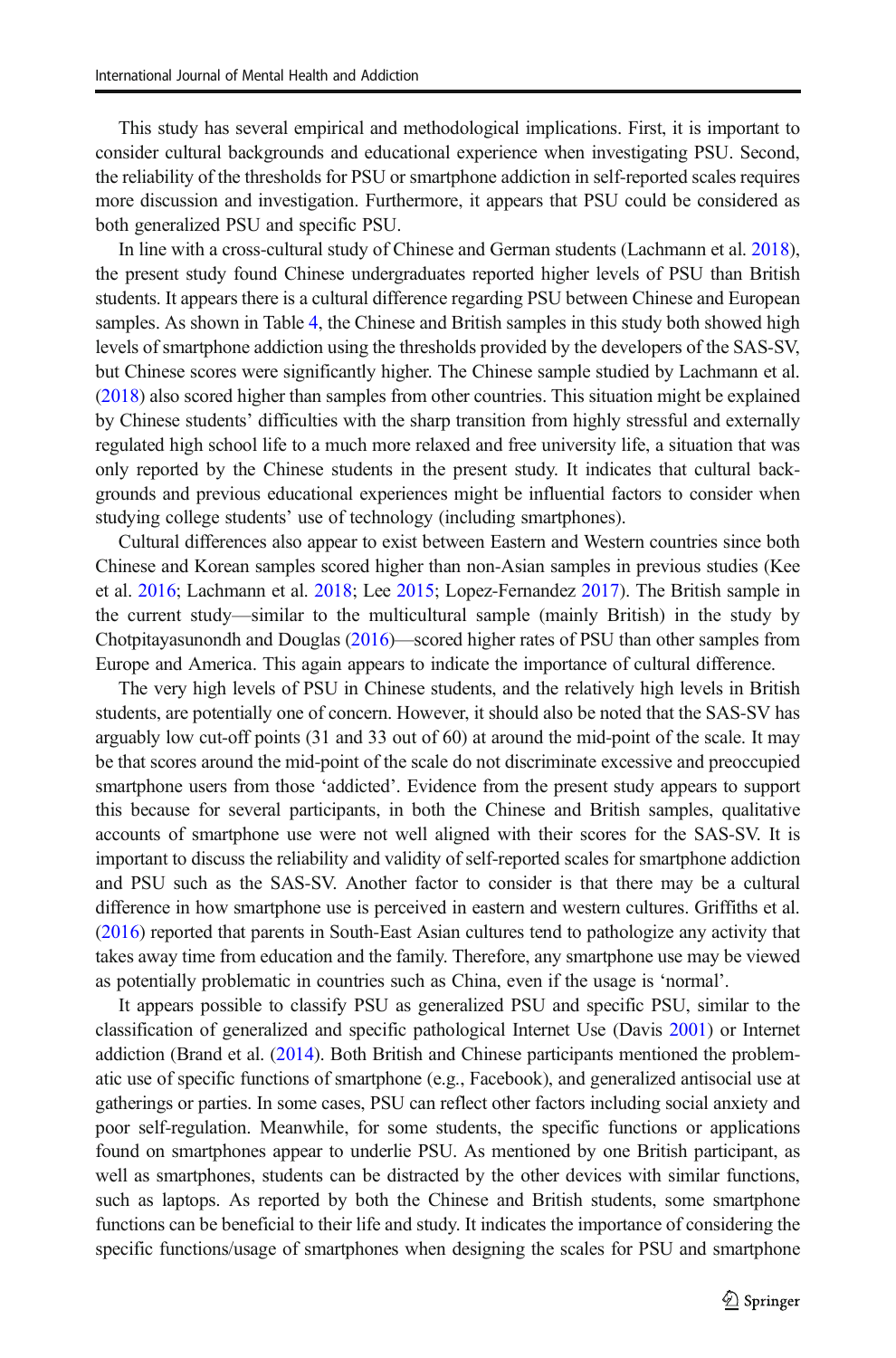This study has several empirical and methodological implications. First, it is important to consider cultural backgrounds and educational experience when investigating PSU. Second, the reliability of the thresholds for PSU or smartphone addiction in self-reported scales requires more discussion and investigation. Furthermore, it appears that PSU could be considered as both generalized PSU and specific PSU.

In line with a cross-cultural study of Chinese and German students (Lachmann et al. 2018), the present study found Chinese undergraduates reported higher levels of PSU than British students. It appears there is a cultural difference regarding PSU between Chinese and European samples. As shown in Table 4, the Chinese and British samples in this study both showed high levels of smartphone addiction using the thresholds provided by the developers of the SAS-SV, but Chinese scores were significantly higher. The Chinese sample studied by Lachmann et al. (2018) also scored higher than samples from other countries. This situation might be explained by Chinese students' difficulties with the sharp transition from highly stressful and externally regulated high school life to a much more relaxed and free university life, a situation that was only reported by the Chinese students in the present study. It indicates that cultural backgrounds and previous educational experiences might be influential factors to consider when studying college students' use of technology (including smartphones).

Cultural differences also appear to exist between Eastern and Western countries since both Chinese and Korean samples scored higher than non-Asian samples in previous studies (Kee et al. 2016; Lachmann et al. 2018; Lee 2015; Lopez-Fernandez 2017). The British sample in the current study—similar to the multicultural sample (mainly British) in the study by Chotpitayasunondh and Douglas (2016)—scored higher rates of PSU than other samples from Europe and America. This again appears to indicate the importance of cultural difference.

The very high levels of PSU in Chinese students, and the relatively high levels in British students, are potentially one of concern. However, it should also be noted that the SAS-SV has arguably low cut-off points (31 and 33 out of 60) at around the mid-point of the scale. It may be that scores around the mid-point of the scale do not discriminate excessive and preoccupied smartphone users from those 'addicted'. Evidence from the present study appears to support this because for several participants, in both the Chinese and British samples, qualitative accounts of smartphone use were not well aligned with their scores for the SAS-SV. It is important to discuss the reliability and validity of self-reported scales for smartphone addiction and PSU such as the SAS-SV. Another factor to consider is that there may be a cultural difference in how smartphone use is perceived in eastern and western cultures. Griffiths et al. (2016) reported that parents in South-East Asian cultures tend to pathologize any activity that takes away time from education and the family. Therefore, any smartphone use may be viewed as potentially problematic in countries such as China, even if the usage is 'normal'.

It appears possible to classify PSU as generalized PSU and specific PSU, similar to the classification of generalized and specific pathological Internet Use (Davis 2001) or Internet addiction (Brand et al. (2014). Both British and Chinese participants mentioned the problematic use of specific functions of smartphone (e.g., Facebook), and generalized antisocial use at gatherings or parties. In some cases, PSU can reflect other factors including social anxiety and poor self-regulation. Meanwhile, for some students, the specific functions or applications found on smartphones appear to underlie PSU. As mentioned by one British participant, as well as smartphones, students can be distracted by the other devices with similar functions, such as laptops. As reported by both the Chinese and British students, some smartphone functions can be beneficial to their life and study. It indicates the importance of considering the specific functions/usage of smartphones when designing the scales for PSU and smartphone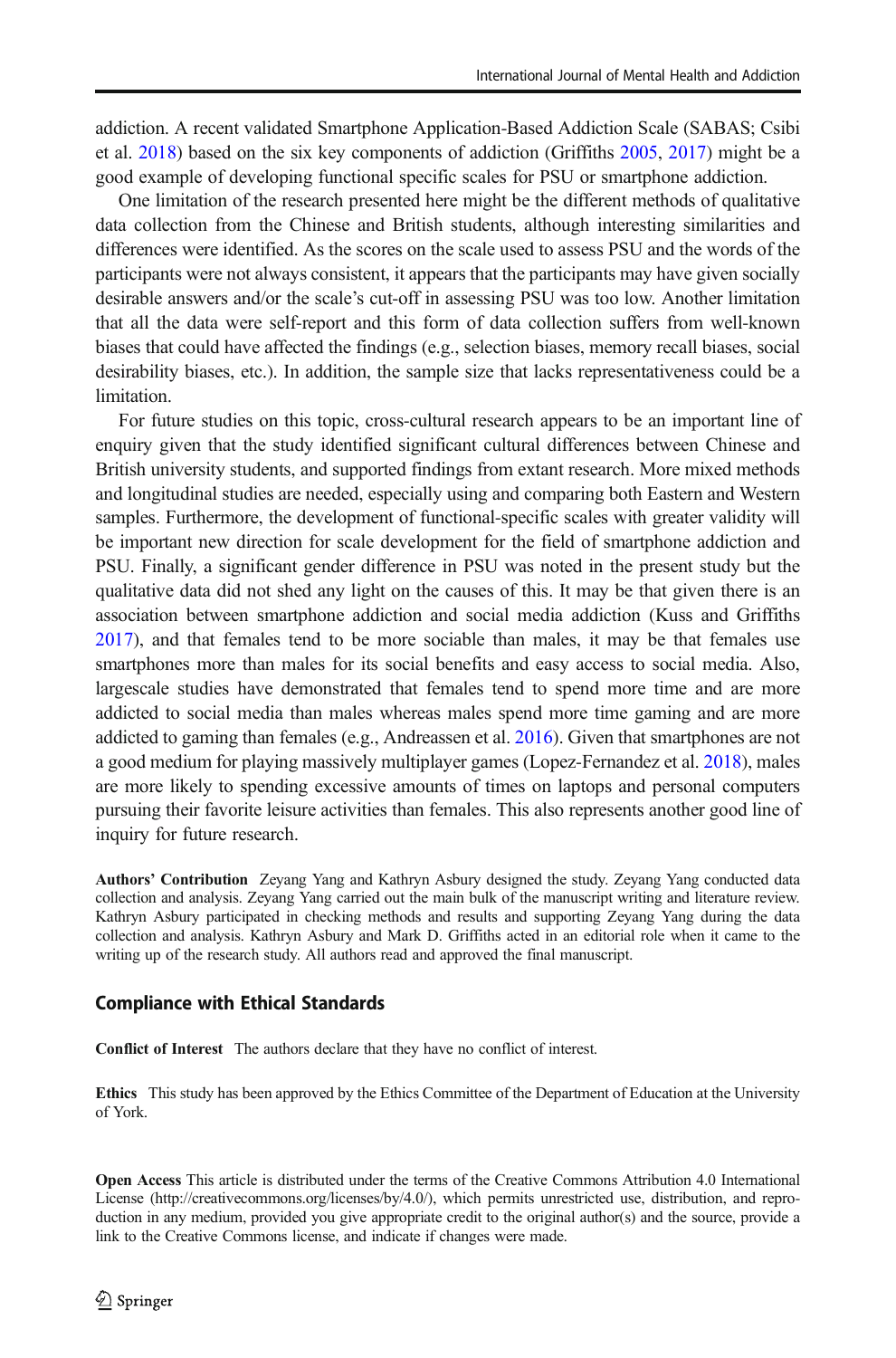addiction. A recent validated Smartphone Application-Based Addiction Scale (SABAS; Csibi et al. 2018) based on the six key components of addiction (Griffiths 2005, 2017) might be a good example of developing functional specific scales for PSU or smartphone addiction.

One limitation of the research presented here might be the different methods of qualitative data collection from the Chinese and British students, although interesting similarities and differences were identified. As the scores on the scale used to assess PSU and the words of the participants were not always consistent, it appears that the participants may have given socially desirable answers and/or the scale's cut-off in assessing PSU was too low. Another limitation that all the data were self-report and this form of data collection suffers from well-known biases that could have affected the findings (e.g., selection biases, memory recall biases, social desirability biases, etc.). In addition, the sample size that lacks representativeness could be a limitation.

For future studies on this topic, cross-cultural research appears to be an important line of enquiry given that the study identified significant cultural differences between Chinese and British university students, and supported findings from extant research. More mixed methods and longitudinal studies are needed, especially using and comparing both Eastern and Western samples. Furthermore, the development of functional-specific scales with greater validity will be important new direction for scale development for the field of smartphone addiction and PSU. Finally, a significant gender difference in PSU was noted in the present study but the qualitative data did not shed any light on the causes of this. It may be that given there is an association between smartphone addiction and social media addiction (Kuss and Griffiths 2017), and that females tend to be more sociable than males, it may be that females use smartphones more than males for its social benefits and easy access to social media. Also, largescale studies have demonstrated that females tend to spend more time and are more addicted to social media than males whereas males spend more time gaming and are more addicted to gaming than females (e.g., Andreassen et al. 2016). Given that smartphones are not a good medium for playing massively multiplayer games (Lopez-Fernandez et al. 2018), males are more likely to spending excessive amounts of times on laptops and personal computers pursuing their favorite leisure activities than females. This also represents another good line of inquiry for future research.

**Authors' Contribution** Zeyang Yang and Kathryn Asbury designed the study. Zeyang Yang conducted data collection and analysis. Zeyang Yang carried out the main bulk of the manuscript writing and literature review. Kathryn Asbury participated in checking methods and results and supporting Zeyang Yang during the data collection and analysis. Kathryn Asbury and Mark D. Griffiths acted in an editorial role when it came to the writing up of the research study. All authors read and approved the final manuscript.

## Compliance with Ethical Standards

**Conflict of Interest** The authors declare that they have no conflict of interest.

**Ethics** This study has been approved by the Ethics Committee of the Department of Education at the University of York.

**Open Access** This article is distributed under the terms of the Creative Commons Attribution 4.0 International License (http://creativecommons.org/licenses/by/4.0/), which permits unrestricted use, distribution, and reproduction in any medium, provided you give appropriate credit to the original author(s) and the source, provide a link to the Creative Commons license, and indicate if changes were made.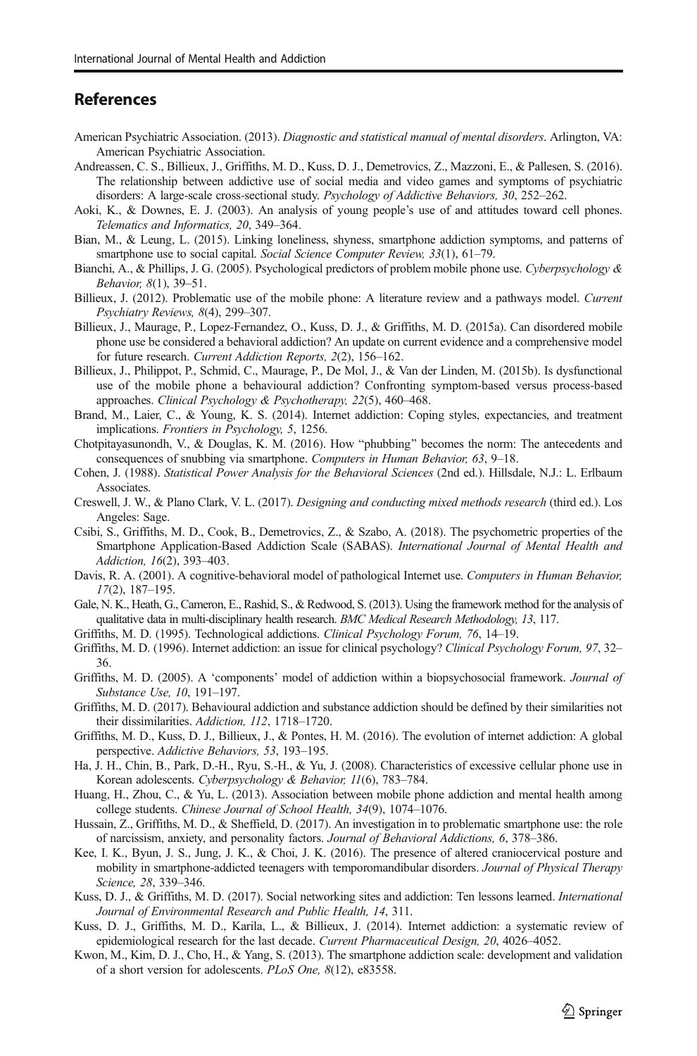## References

American Psychiatric Association. (2013). *Diagnostic and statistical manual of mental disorders*. Arlington, VA: American Psychiatric Association.

Andreassen, C. S., Billieux, J., Griffiths, M. D., Kuss, D. J., Demetrovics, Z., Mazzoni, E., & Pallesen, S. (2016). The relationship between addictive use of social media and video games and symptoms of psychiatric disorders: A large-scale cross-sectional study. *Psychology of Addictive Behaviors, 30*, 252–262.

Aoki, K., & Downes, E. J. (2003). An analysis of young people's use of and attitudes toward cell phones. *Telematics and Informatics, 20*, 349–364.

Bian, M., & Leung, L. (2015). Linking loneliness, shyness, smartphone addiction symptoms, and patterns of smartphone use to social capital. *Social Science Computer Review, 33*(1), 61–79.

Bianchi, A., & Phillips, J. G. (2005). Psychological predictors of problem mobile phone use. *Cyberpsychology & Behavior, 8*(1), 39–51.

Billieux, J. (2012). Problematic use of the mobile phone: A literature review and a pathways model. *Current Psychiatry Reviews, 8*(4), 299–307.

Billieux, J., Maurage, P., Lopez-Fernandez, O., Kuss, D. J., & Griffiths, M. D. (2015a). Can disordered mobile phone use be considered a behavioral addiction? An update on current evidence and a comprehensive model for future research. *Current Addiction Reports, 2*(2), 156–162.

Billieux, J., Philippot, P., Schmid, C., Maurage, P., De Mol, J., & Van der Linden, M. (2015b). Is dysfunctional use of the mobile phone a behavioural addiction? Confronting symptom-based versus process-based approaches. *Clinical Psychology & Psychotherapy, 22*(5), 460–468.

Brand, M., Laier, C., & Young, K. S. (2014). Internet addiction: Coping styles, expectancies, and treatment implications. *Frontiers in Psychology, 5*, 1256.

Chotpitayasunondh, V., & Douglas, K. M. (2016). How "phubbing" becomes the norm: The antecedents and consequences of snubbing via smartphone. *Computers in Human Behavior, 63*, 9–18.

Cohen, J. (1988). *Statistical Power Analysis for the Behavioral Sciences* (2nd ed.). Hillsdale, N.J.: L. Erlbaum Associates.

Creswell, J. W., & Plano Clark, V. L. (2017). *Designing and conducting mixed methods research* (third ed.). Los Angeles: Sage.

Csibi, S., Griffiths, M. D., Cook, B., Demetrovics, Z., & Szabo, A. (2018). The psychometric properties of the Smartphone Application-Based Addiction Scale (SABAS). *International Journal of Mental Health and Addiction, 16*(2), 393–403.

Davis, R. A. (2001). A cognitive-behavioral model of pathological Internet use. *Computers in Human Behavior, 17*(2), 187–195.

Gale, N. K., Heath, G., Cameron, E., Rashid, S., & Redwood, S. (2013). Using the framework method for the analysis of qualitative data in multi-disciplinary health research. *BMC Medical Research Methodology, 13*, 117.

Griffiths, M. D. (1995). Technological addictions. *Clinical Psychology Forum, 76*, 14–19.

Griffiths, M. D. (1996). Internet addiction: an issue for clinical psychology? *Clinical Psychology Forum, 97*, 32–36.

Griffiths, M. D. (2005). A 'components' model of addiction within a biopsychosocial framework. *Journal of Substance Use, 10*, 191–197.

Griffiths, M. D. (2017). Behavioural addiction and substance addiction should be defined by their similarities not their dissimilarities. *Addiction, 112*, 1718–1720.

Griffiths, M. D., Kuss, D. J., Billieux, J., & Pontes, H. M. (2016). The evolution of internet addiction: A global perspective. *Addictive Behaviors, 53*, 193–195.

Ha, J. H., Chin, B., Park, D.-H., Ryu, S.-H., & Yu, J. (2008). Characteristics of excessive cellular phone use in Korean adolescents. *Cyberpsychology & Behavior, 11*(6), 783–784.

Huang, H., Zhou, C., & Yu, L. (2013). Association between mobile phone addiction and mental health among college students. *Chinese Journal of School Health, 34*(9), 1074–1076.

Hussain, Z., Griffiths, M. D., & Sheffield, D. (2017). An investigation in to problematic smartphone use: the role of narcissism, anxiety, and personality factors. *Journal of Behavioral Addictions, 6*, 378–386.

Kee, I. K., Byun, J. S., Jung, J. K., & Choi, J. K. (2016). The presence of altered craniocervical posture and mobility in smartphone-addicted teenagers with temporomandibular disorders. *Journal of Physical Therapy Science, 28*, 339–346.

Kuss, D. J., & Griffiths, M. D. (2017). Social networking sites and addiction: Ten lessons learned. *International Journal of Environmental Research and Public Health, 14*, 311.

Kuss, D. J., Griffiths, M. D., Karila, L., & Billieux, J. (2014). Internet addiction: a systematic review of epidemiological research for the last decade. *Current Pharmaceutical Design, 20*, 4026–4052.

Kwon, M., Kim, D. J., Cho, H., & Yang, S. (2013). The smartphone addiction scale: development and validation of a short version for adolescents. *PLoS One, 8*(12), e83558.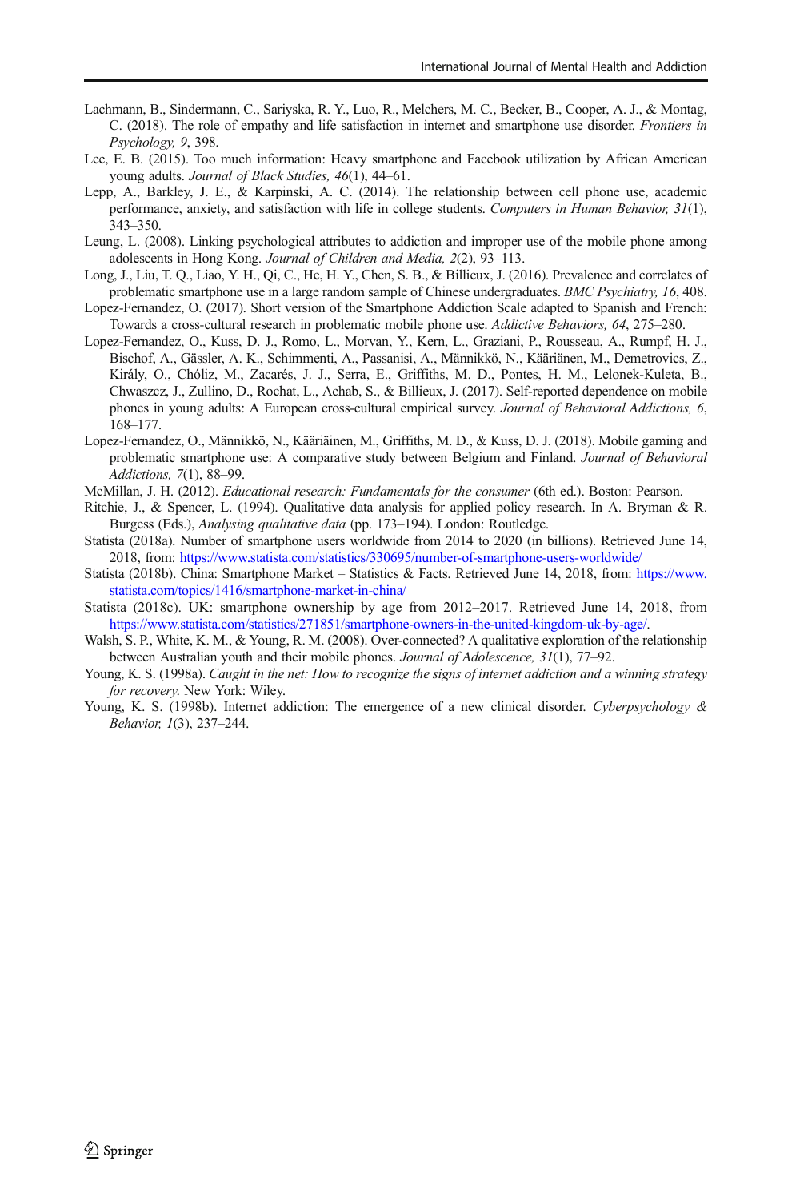Lachmann, B., Sindermann, C., Sariyska, R. Y., Luo, R., Melchers, M. C., Becker, B., Cooper, A. J., & Montag, C. (2018). The role of empathy and life satisfaction in internet and smartphone use disorder. *Frontiers in Psychology, 9*, 398.

Lee, E. B. (2015). Too much information: Heavy smartphone and Facebook utilization by African American young adults. *Journal of Black Studies, 46*(1), 44–61.

Lepp, A., Barkley, J. E., & Karpinski, A. C. (2014). The relationship between cell phone use, academic performance, anxiety, and satisfaction with life in college students. *Computers in Human Behavior, 31*(1), 343–350.

Leung, L. (2008). Linking psychological attributes to addiction and improper use of the mobile phone among adolescents in Hong Kong. *Journal of Children and Media, 2*(2), 93–113.

Long, J., Liu, T. Q., Liao, Y. H., Qi, C., He, H. Y., Chen, S. B., & Billieux, J. (2016). Prevalence and correlates of problematic smartphone use in a large random sample of Chinese undergraduates. *BMC Psychiatry, 16*, 408.

Lopez-Fernandez, O. (2017). Short version of the Smartphone Addiction Scale adapted to Spanish and French: Towards a cross-cultural research in problematic mobile phone use. *Addictive Behaviors, 64*, 275–280.

Lopez-Fernandez, O., Kuss, D. J., Romo, L., Morvan, Y., Kern, L., Graziani, P., Rousseau, A., Rumpf, H. J., Bischof, A., Gässler, A. K., Schimmenti, A., Passanisi, A., Männikkö, N., Kääriänen, M., Demetrovics, Z., Király, O., Chóliz, M., Zacarés, J. J., Serra, E., Griffiths, M. D., Pontes, H. M., Lelonek-Kuleta, B., Chwaszcz, J., Zullino, D., Rochat, L., Achab, S., & Billieux, J. (2017). Self-reported dependence on mobile phones in young adults: A European cross-cultural empirical survey. *Journal of Behavioral Addictions, 6*, 168–177.

Lopez-Fernandez, O., Männikkö, N., Kääriäinen, M., Griffiths, M. D., & Kuss, D. J. (2018). Mobile gaming and problematic smartphone use: A comparative study between Belgium and Finland. *Journal of Behavioral Addictions, 7*(1), 88–99.

McMillan, J. H. (2012). *Educational research: Fundamentals for the consumer* (6th ed.). Boston: Pearson.

Ritchie, J., & Spencer, L. (1994). Qualitative data analysis for applied policy research. In A. Bryman & R. Burgess (Eds.), *Analysing qualitative data* (pp. 173–194). London: Routledge.

Statista (2018a). Number of smartphone users worldwide from 2014 to 2020 (in billions). Retrieved June 14, 2018, from: https://www.statista.com/statistics/330695/number-of-smartphone-users-worldwide/

Statista (2018b). China: Smartphone Market – Statistics & Facts. Retrieved June 14, 2018, from: https://www.statista.com/topics/1416/smartphone-market-in-china/

Statista (2018c). UK: smartphone ownership by age from 2012–2017. Retrieved June 14, 2018, from https://www.statista.com/statistics/271851/smartphone-owners-in-the-united-kingdom-uk-by-age/.

Walsh, S. P., White, K. M., & Young, R. M. (2008). Over-connected? A qualitative exploration of the relationship between Australian youth and their mobile phones. *Journal of Adolescence, 31*(1), 77–92.

Young, K. S. (1998a). *Caught in the net: How to recognize the signs of internet addiction and a winning strategy for recovery*. New York: Wiley.

Young, K. S. (1998b). Internet addiction: The emergence of a new clinical disorder. *Cyberpsychology & Behavior, 1*(3), 237–244.